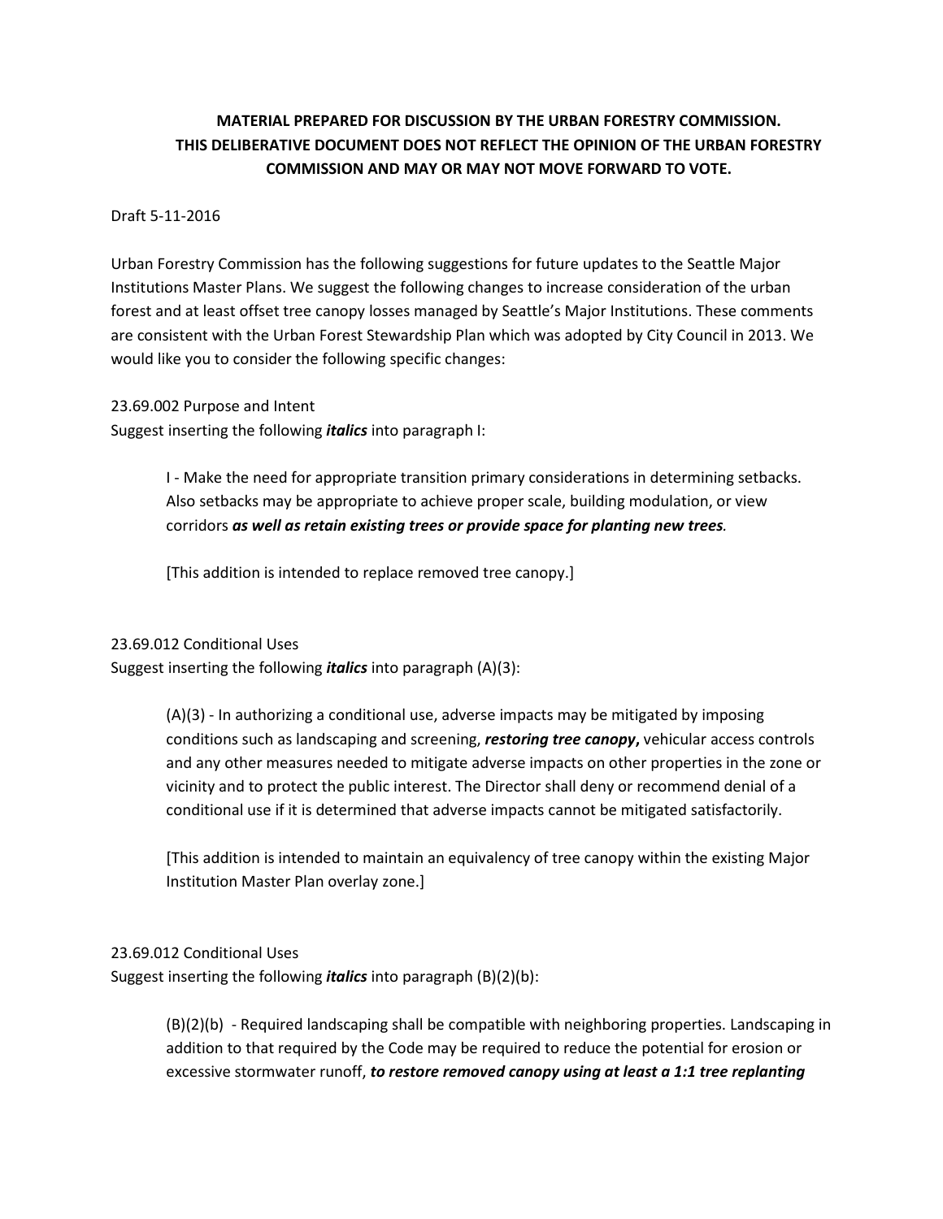**MATERIAL PREPARED FOR DISCUSSION BY THE URBAN FORESTRY COMMISSION. THIS DELIBERATIVE DOCUMENT DOES NOT REFLECT THE OPINION OF THE URBAN FORESTRY COMMISSION AND MAY OR MAY NOT MOVE FORWARD TO VOTE.**

Draft 5-11-2016

Urban Forestry Commission has the following suggestions for future updates to the Seattle Major Institutions Master Plans. We suggest the following changes to increase consideration of the urban forest and at least offset tree canopy losses managed by Seattle's Major Institutions. These comments are consistent with the Urban Forest Stewardship Plan which was adopted by City Council in 2013. We would like you to consider the following specific changes:

23.69.002 Purpose and Intent
Suggest inserting the following ***italics*** into paragraph I:

> I - Make the need for appropriate transition primary considerations in determining setbacks. Also setbacks may be appropriate to achieve proper scale, building modulation, or view corridors ***as well as retain existing trees or provide space for planting new trees***.
>
> [This addition is intended to replace removed tree canopy.]

23.69.012 Conditional Uses
Suggest inserting the following ***italics*** into paragraph (A)(3):

> (A)(3) - In authorizing a conditional use, adverse impacts may be mitigated by imposing conditions such as landscaping and screening, ***restoring tree canopy*****,** vehicular access controls and any other measures needed to mitigate adverse impacts on other properties in the zone or vicinity and to protect the public interest. The Director shall deny or recommend denial of a conditional use if it is determined that adverse impacts cannot be mitigated satisfactorily.
>
> [This addition is intended to maintain an equivalency of tree canopy within the existing Major Institution Master Plan overlay zone.]

23.69.012 Conditional Uses
Suggest inserting the following ***italics*** into paragraph (B)(2)(b):

> (B)(2)(b) - Required landscaping shall be compatible with neighboring properties. Landscaping in addition to that required by the Code may be required to reduce the potential for erosion or excessive stormwater runoff, ***to restore removed canopy using at least a 1:1 tree replanting***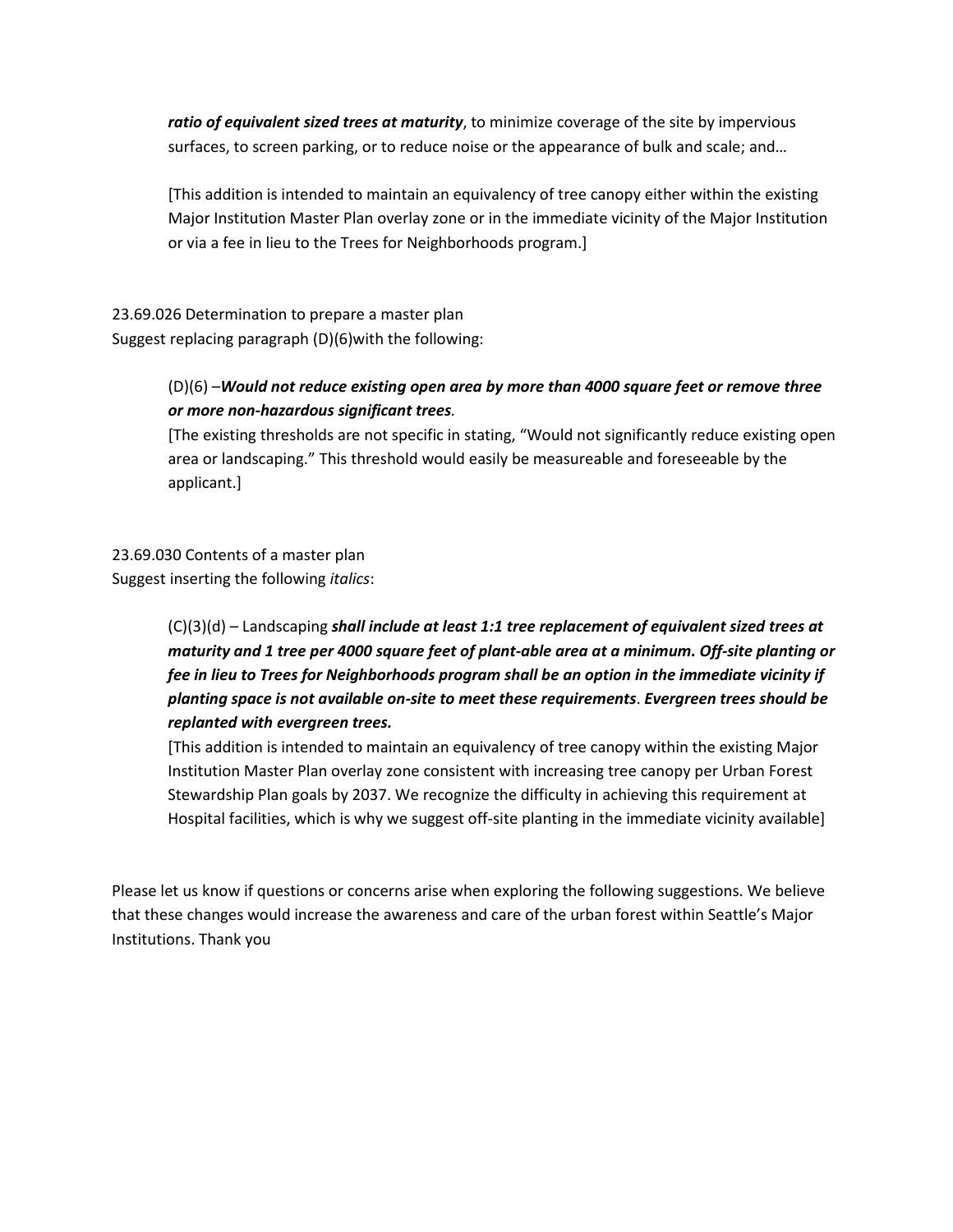***ratio of equivalent sized trees at maturity***, to minimize coverage of the site by impervious surfaces, to screen parking, or to reduce noise or the appearance of bulk and scale; and…

[This addition is intended to maintain an equivalency of tree canopy either within the existing Major Institution Master Plan overlay zone or in the immediate vicinity of the Major Institution or via a fee in lieu to the Trees for Neighborhoods program.]

23.69.026 Determination to prepare a master plan
Suggest replacing paragraph (D)(6)with the following:

(D)(6) –***Would not reduce existing open area by more than 4000 square feet or remove three or more non-hazardous significant trees**.*
[The existing thresholds are not specific in stating, "Would not significantly reduce existing open area or landscaping." This threshold would easily be measureable and foreseeable by the applicant.]

23.69.030 Contents of a master plan
Suggest inserting the following *italics*:

(C)(3)(d) – Landscaping ***shall include at least 1:1 tree replacement of equivalent sized trees at maturity and 1 tree per 4000 square feet of plant-able area at a minimum. Off-site planting or fee in lieu to Trees for Neighborhoods program shall be an option in the immediate vicinity if planting space is not available on-site to meet these requirements***. ***Evergreen trees should be replanted with evergreen trees.***
[This addition is intended to maintain an equivalency of tree canopy within the existing Major Institution Master Plan overlay zone consistent with increasing tree canopy per Urban Forest Stewardship Plan goals by 2037. We recognize the difficulty in achieving this requirement at Hospital facilities, which is why we suggest off-site planting in the immediate vicinity available]

Please let us know if questions or concerns arise when exploring the following suggestions. We believe that these changes would increase the awareness and care of the urban forest within Seattle's Major Institutions. Thank you